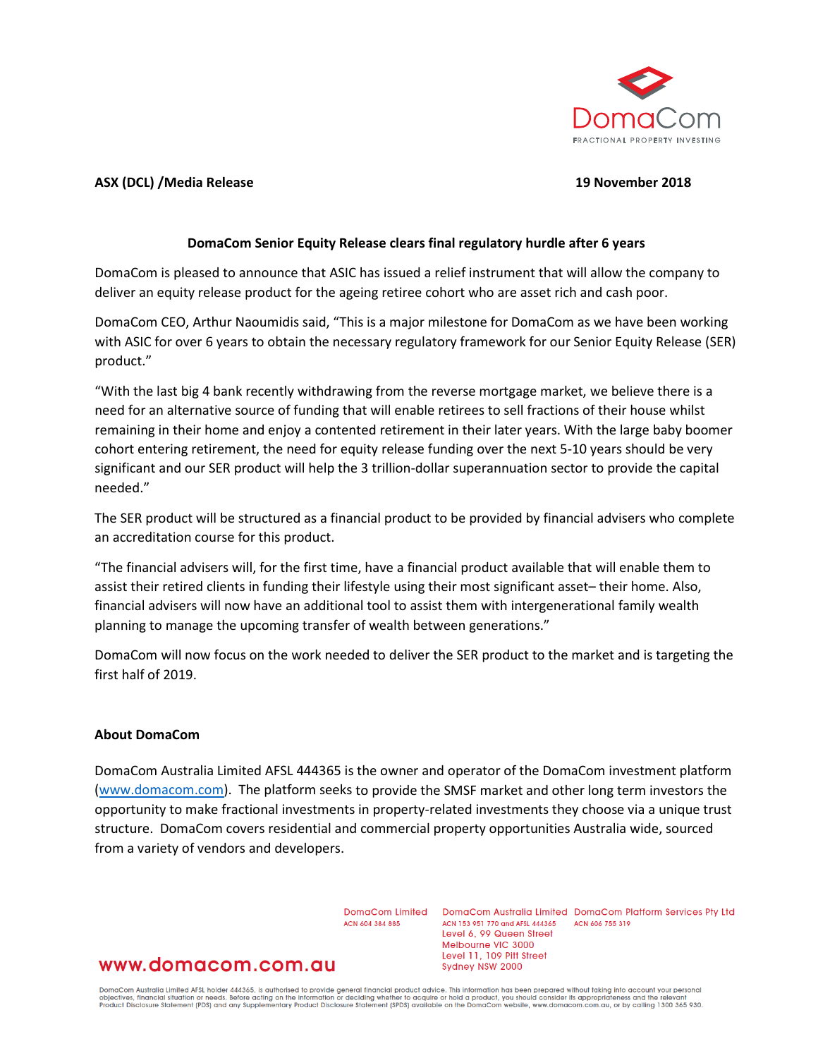**ASX (DCL) /Media Release** **19 November 2018**

## DomaCom Senior Equity Release clears final regulatory hurdle after 6 years

DomaCom is pleased to announce that ASIC has issued a relief instrument that will allow the company to deliver an equity release product for the ageing retiree cohort who are asset rich and cash poor.

DomaCom CEO, Arthur Naoumidis said, "This is a major milestone for DomaCom as we have been working with ASIC for over 6 years to obtain the necessary regulatory framework for our Senior Equity Release (SER) product."

"With the last big 4 bank recently withdrawing from the reverse mortgage market, we believe there is a need for an alternative source of funding that will enable retirees to sell fractions of their house whilst remaining in their home and enjoy a contented retirement in their later years. With the large baby boomer cohort entering retirement, the need for equity release funding over the next 5-10 years should be very significant and our SER product will help the 3 trillion-dollar superannuation sector to provide the capital needed."

The SER product will be structured as a financial product to be provided by financial advisers who complete an accreditation course for this product.

"The financial advisers will, for the first time, have a financial product available that will enable them to assist their retired clients in funding their lifestyle using their most significant asset– their home. Also, financial advisers will now have an additional tool to assist them with intergenerational family wealth planning to manage the upcoming transfer of wealth between generations."

DomaCom will now focus on the work needed to deliver the SER product to the market and is targeting the first half of 2019.

### About DomaCom

DomaCom Australia Limited AFSL 444365 is the owner and operator of the DomaCom investment platform (www.domacom.com). The platform seeks to provide the SMSF market and other long term investors the opportunity to make fractional investments in property-related investments they choose via a unique trust structure. DomaCom covers residential and commercial property opportunities Australia wide, sourced from a variety of vendors and developers.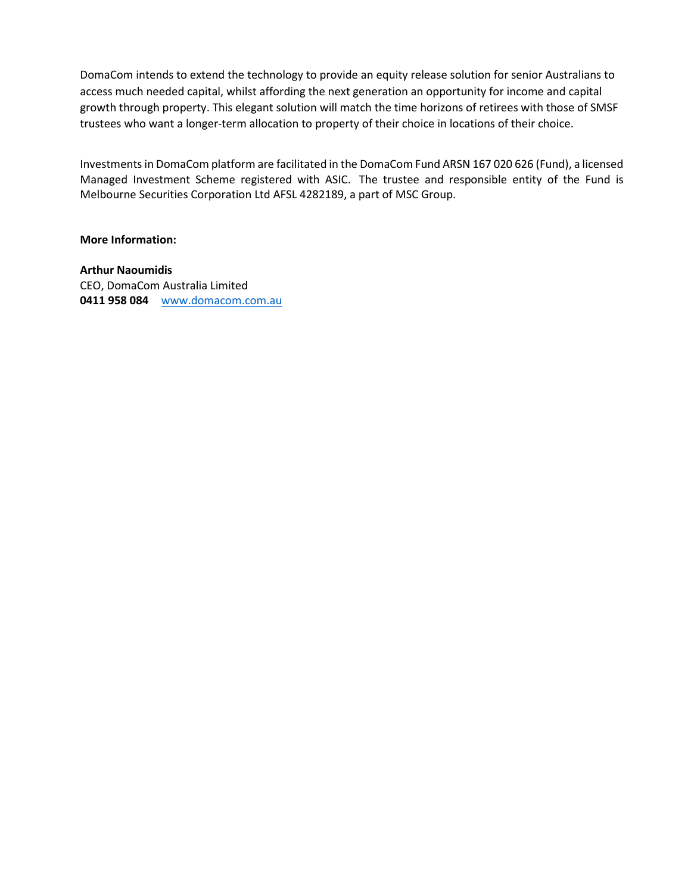DomaCom intends to extend the technology to provide an equity release solution for senior Australians to access much needed capital, whilst affording the next generation an opportunity for income and capital growth through property. This elegant solution will match the time horizons of retirees with those of SMSF trustees who want a longer-term allocation to property of their choice in locations of their choice.

Investments in DomaCom platform are facilitated in the DomaCom Fund ARSN 167 020 626 (Fund), a licensed Managed Investment Scheme registered with ASIC. The trustee and responsible entity of the Fund is Melbourne Securities Corporation Ltd AFSL 4282189, a part of MSC Group.

**More Information:**

**Arthur Naoumidis**
CEO, DomaCom Australia Limited
**0411 958 084** [www.domacom.com.au](http://www.domacom.com.au)